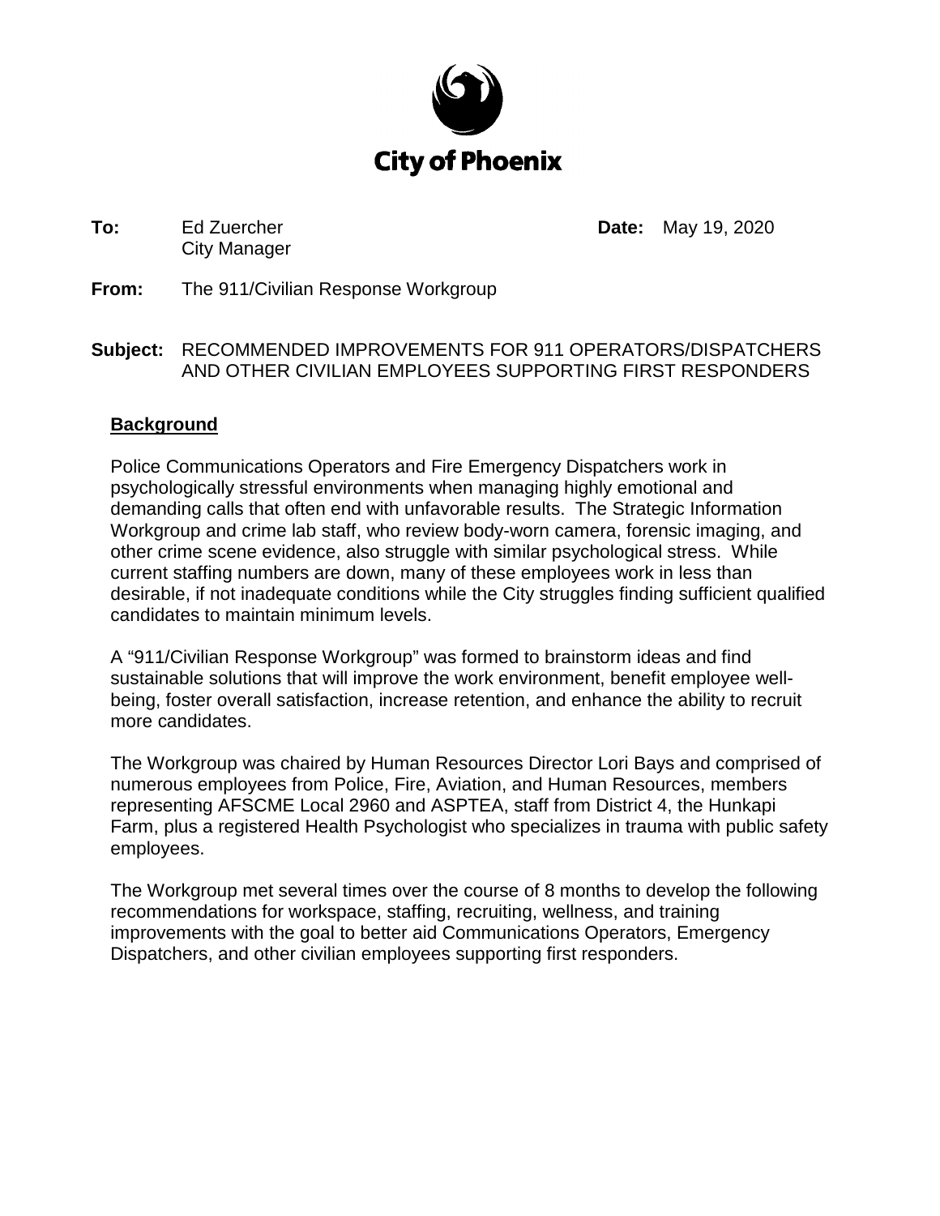**City of Phoenix**

**To:** Ed Zuercher
City Manager

**Date:** May 19, 2020

**From:** The 911/Civilian Response Workgroup

**Subject:** RECOMMENDED IMPROVEMENTS FOR 911 OPERATORS/DISPATCHERS AND OTHER CIVILIAN EMPLOYEES SUPPORTING FIRST RESPONDERS

## Background

Police Communications Operators and Fire Emergency Dispatchers work in psychologically stressful environments when managing highly emotional and demanding calls that often end with unfavorable results. The Strategic Information Workgroup and crime lab staff, who review body-worn camera, forensic imaging, and other crime scene evidence, also struggle with similar psychological stress. While current staffing numbers are down, many of these employees work in less than desirable, if not inadequate conditions while the City struggles finding sufficient qualified candidates to maintain minimum levels.

A "911/Civilian Response Workgroup" was formed to brainstorm ideas and find sustainable solutions that will improve the work environment, benefit employee well-being, foster overall satisfaction, increase retention, and enhance the ability to recruit more candidates.

The Workgroup was chaired by Human Resources Director Lori Bays and comprised of numerous employees from Police, Fire, Aviation, and Human Resources, members representing AFSCME Local 2960 and ASPTEA, staff from District 4, the Hunkapi Farm, plus a registered Health Psychologist who specializes in trauma with public safety employees.

The Workgroup met several times over the course of 8 months to develop the following recommendations for workspace, staffing, recruiting, wellness, and training improvements with the goal to better aid Communications Operators, Emergency Dispatchers, and other civilian employees supporting first responders.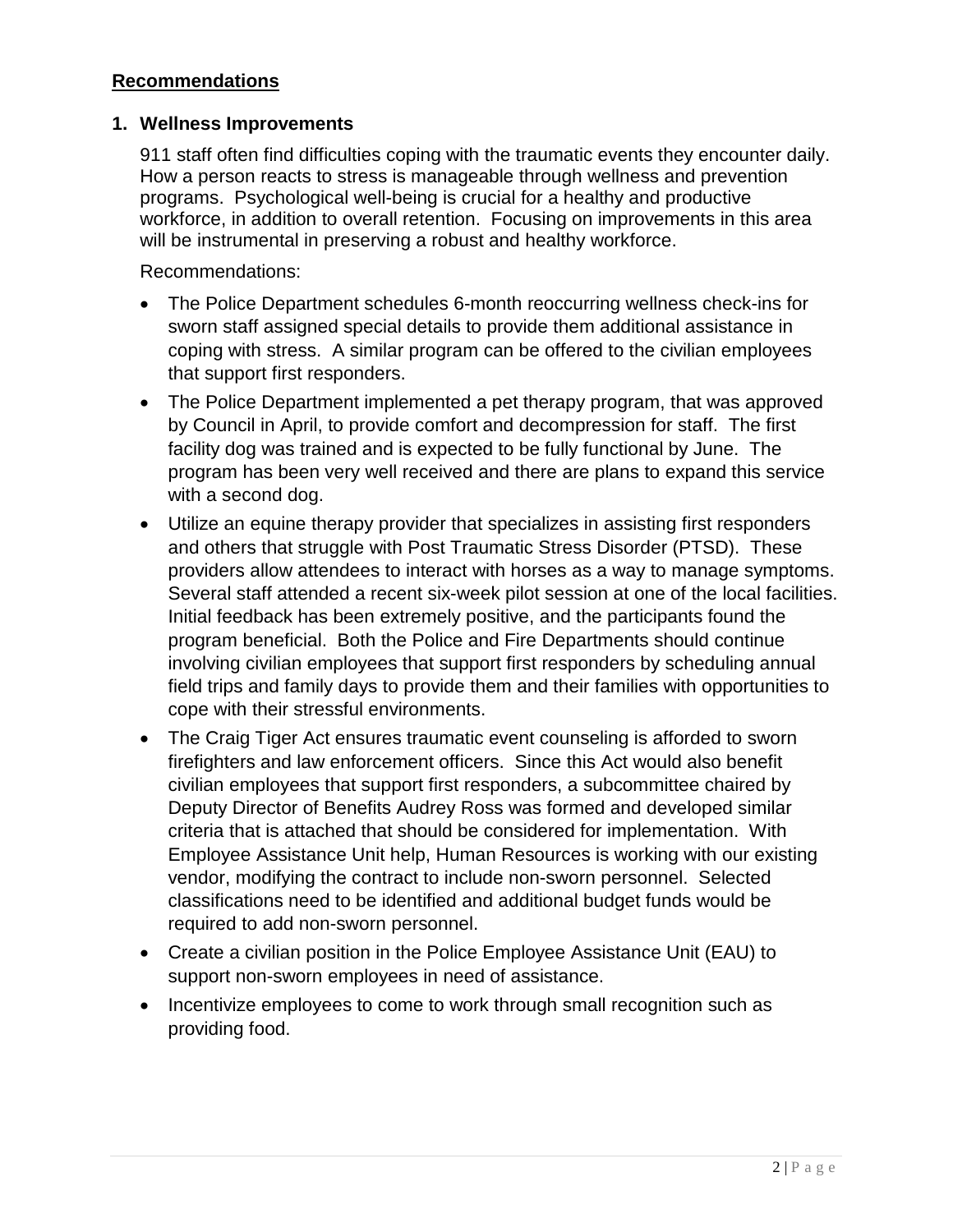## Recommendations

### 1. Wellness Improvements

911 staff often find difficulties coping with the traumatic events they encounter daily. How a person reacts to stress is manageable through wellness and prevention programs. Psychological well-being is crucial for a healthy and productive workforce, in addition to overall retention. Focusing on improvements in this area will be instrumental in preserving a robust and healthy workforce.

Recommendations:

- The Police Department schedules 6-month reoccurring wellness check-ins for sworn staff assigned special details to provide them additional assistance in coping with stress. A similar program can be offered to the civilian employees that support first responders.
- The Police Department implemented a pet therapy program, that was approved by Council in April, to provide comfort and decompression for staff. The first facility dog was trained and is expected to be fully functional by June. The program has been very well received and there are plans to expand this service with a second dog.
- Utilize an equine therapy provider that specializes in assisting first responders and others that struggle with Post Traumatic Stress Disorder (PTSD). These providers allow attendees to interact with horses as a way to manage symptoms. Several staff attended a recent six-week pilot session at one of the local facilities. Initial feedback has been extremely positive, and the participants found the program beneficial. Both the Police and Fire Departments should continue involving civilian employees that support first responders by scheduling annual field trips and family days to provide them and their families with opportunities to cope with their stressful environments.
- The Craig Tiger Act ensures traumatic event counseling is afforded to sworn firefighters and law enforcement officers. Since this Act would also benefit civilian employees that support first responders, a subcommittee chaired by Deputy Director of Benefits Audrey Ross was formed and developed similar criteria that is attached that should be considered for implementation. With Employee Assistance Unit help, Human Resources is working with our existing vendor, modifying the contract to include non-sworn personnel. Selected classifications need to be identified and additional budget funds would be required to add non-sworn personnel.
- Create a civilian position in the Police Employee Assistance Unit (EAU) to support non-sworn employees in need of assistance.
- Incentivize employees to come to work through small recognition such as providing food.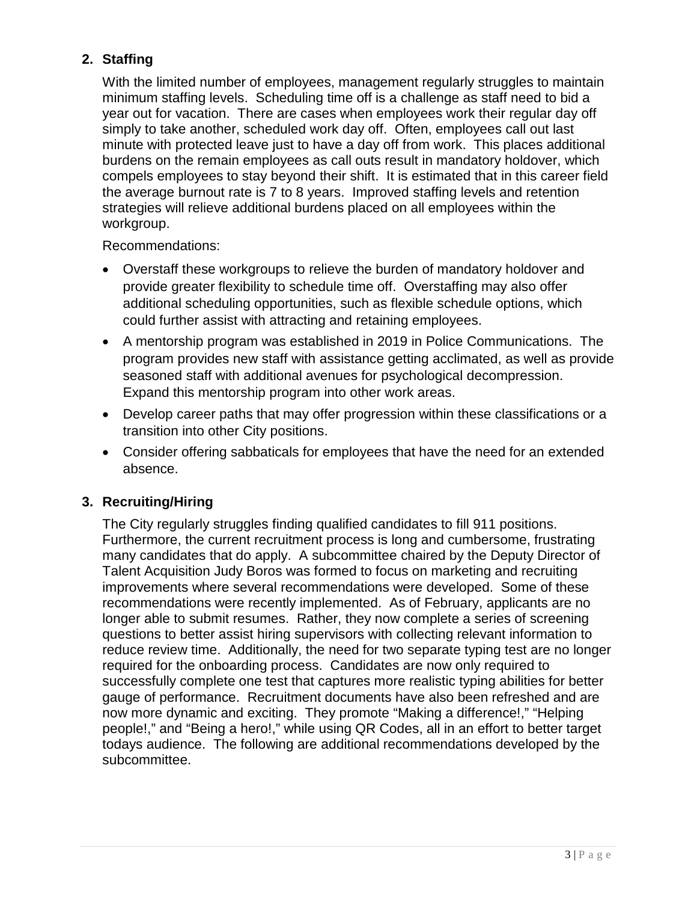## 2. Staffing

With the limited number of employees, management regularly struggles to maintain minimum staffing levels. Scheduling time off is a challenge as staff need to bid a year out for vacation. There are cases when employees work their regular day off simply to take another, scheduled work day off. Often, employees call out last minute with protected leave just to have a day off from work. This places additional burdens on the remain employees as call outs result in mandatory holdover, which compels employees to stay beyond their shift. It is estimated that in this career field the average burnout rate is 7 to 8 years. Improved staffing levels and retention strategies will relieve additional burdens placed on all employees within the workgroup.

Recommendations:

- Overstaff these workgroups to relieve the burden of mandatory holdover and provide greater flexibility to schedule time off. Overstaffing may also offer additional scheduling opportunities, such as flexible schedule options, which could further assist with attracting and retaining employees.
- A mentorship program was established in 2019 in Police Communications. The program provides new staff with assistance getting acclimated, as well as provide seasoned staff with additional avenues for psychological decompression. Expand this mentorship program into other work areas.
- Develop career paths that may offer progression within these classifications or a transition into other City positions.
- Consider offering sabbaticals for employees that have the need for an extended absence.

## 3. Recruiting/Hiring

The City regularly struggles finding qualified candidates to fill 911 positions. Furthermore, the current recruitment process is long and cumbersome, frustrating many candidates that do apply. A subcommittee chaired by the Deputy Director of Talent Acquisition Judy Boros was formed to focus on marketing and recruiting improvements where several recommendations were developed. Some of these recommendations were recently implemented. As of February, applicants are no longer able to submit resumes. Rather, they now complete a series of screening questions to better assist hiring supervisors with collecting relevant information to reduce review time. Additionally, the need for two separate typing test are no longer required for the onboarding process. Candidates are now only required to successfully complete one test that captures more realistic typing abilities for better gauge of performance. Recruitment documents have also been refreshed and are now more dynamic and exciting. They promote "Making a difference!," "Helping people!," and "Being a hero!," while using QR Codes, all in an effort to better target todays audience. The following are additional recommendations developed by the subcommittee.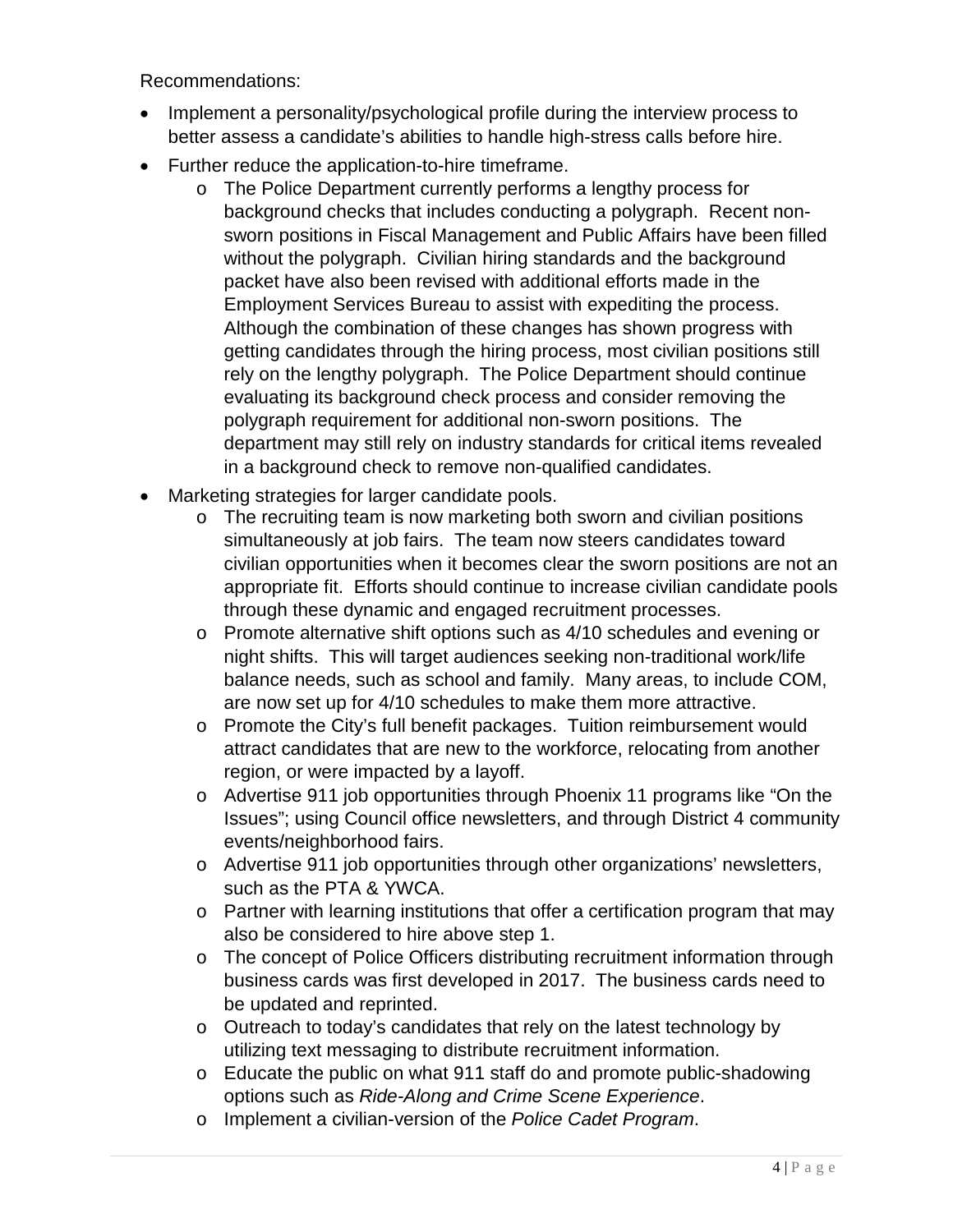Recommendations:

- Implement a personality/psychological profile during the interview process to better assess a candidate's abilities to handle high-stress calls before hire.
- Further reduce the application-to-hire timeframe.
  - The Police Department currently performs a lengthy process for background checks that includes conducting a polygraph. Recent non-sworn positions in Fiscal Management and Public Affairs have been filled without the polygraph. Civilian hiring standards and the background packet have also been revised with additional efforts made in the Employment Services Bureau to assist with expediting the process. Although the combination of these changes has shown progress with getting candidates through the hiring process, most civilian positions still rely on the lengthy polygraph. The Police Department should continue evaluating its background check process and consider removing the polygraph requirement for additional non-sworn positions. The department may still rely on industry standards for critical items revealed in a background check to remove non-qualified candidates.
- Marketing strategies for larger candidate pools.
  - The recruiting team is now marketing both sworn and civilian positions simultaneously at job fairs. The team now steers candidates toward civilian opportunities when it becomes clear the sworn positions are not an appropriate fit. Efforts should continue to increase civilian candidate pools through these dynamic and engaged recruitment processes.
  - Promote alternative shift options such as 4/10 schedules and evening or night shifts. This will target audiences seeking non-traditional work/life balance needs, such as school and family. Many areas, to include COM, are now set up for 4/10 schedules to make them more attractive.
  - Promote the City's full benefit packages. Tuition reimbursement would attract candidates that are new to the workforce, relocating from another region, or were impacted by a layoff.
  - Advertise 911 job opportunities through Phoenix 11 programs like "On the Issues"; using Council office newsletters, and through District 4 community events/neighborhood fairs.
  - Advertise 911 job opportunities through other organizations' newsletters, such as the PTA & YWCA.
  - Partner with learning institutions that offer a certification program that may also be considered to hire above step 1.
  - The concept of Police Officers distributing recruitment information through business cards was first developed in 2017. The business cards need to be updated and reprinted.
  - Outreach to today's candidates that rely on the latest technology by utilizing text messaging to distribute recruitment information.
  - Educate the public on what 911 staff do and promote public-shadowing options such as *Ride-Along and Crime Scene Experience*.
  - Implement a civilian-version of the *Police Cadet Program*.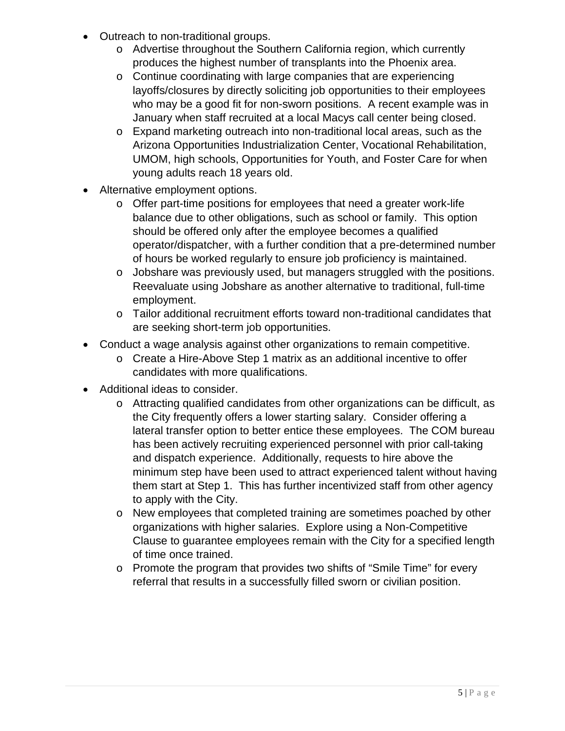- Outreach to non-traditional groups.
    - Advertise throughout the Southern California region, which currently produces the highest number of transplants into the Phoenix area.
    - Continue coordinating with large companies that are experiencing layoffs/closures by directly soliciting job opportunities to their employees who may be a good fit for non-sworn positions. A recent example was in January when staff recruited at a local Macys call center being closed.
    - Expand marketing outreach into non-traditional local areas, such as the Arizona Opportunities Industrialization Center, Vocational Rehabilitation, UMOM, high schools, Opportunities for Youth, and Foster Care for when young adults reach 18 years old.
- Alternative employment options.
    - Offer part-time positions for employees that need a greater work-life balance due to other obligations, such as school or family. This option should be offered only after the employee becomes a qualified operator/dispatcher, with a further condition that a pre-determined number of hours be worked regularly to ensure job proficiency is maintained.
    - Jobshare was previously used, but managers struggled with the positions. Reevaluate using Jobshare as another alternative to traditional, full-time employment.
    - Tailor additional recruitment efforts toward non-traditional candidates that are seeking short-term job opportunities.
- Conduct a wage analysis against other organizations to remain competitive.
    - Create a Hire-Above Step 1 matrix as an additional incentive to offer candidates with more qualifications.
- Additional ideas to consider.
    - Attracting qualified candidates from other organizations can be difficult, as the City frequently offers a lower starting salary. Consider offering a lateral transfer option to better entice these employees. The COM bureau has been actively recruiting experienced personnel with prior call-taking and dispatch experience. Additionally, requests to hire above the minimum step have been used to attract experienced talent without having them start at Step 1. This has further incentivized staff from other agency to apply with the City.
    - New employees that completed training are sometimes poached by other organizations with higher salaries. Explore using a Non-Competitive Clause to guarantee employees remain with the City for a specified length of time once trained.
    - Promote the program that provides two shifts of "Smile Time" for every referral that results in a successfully filled sworn or civilian position.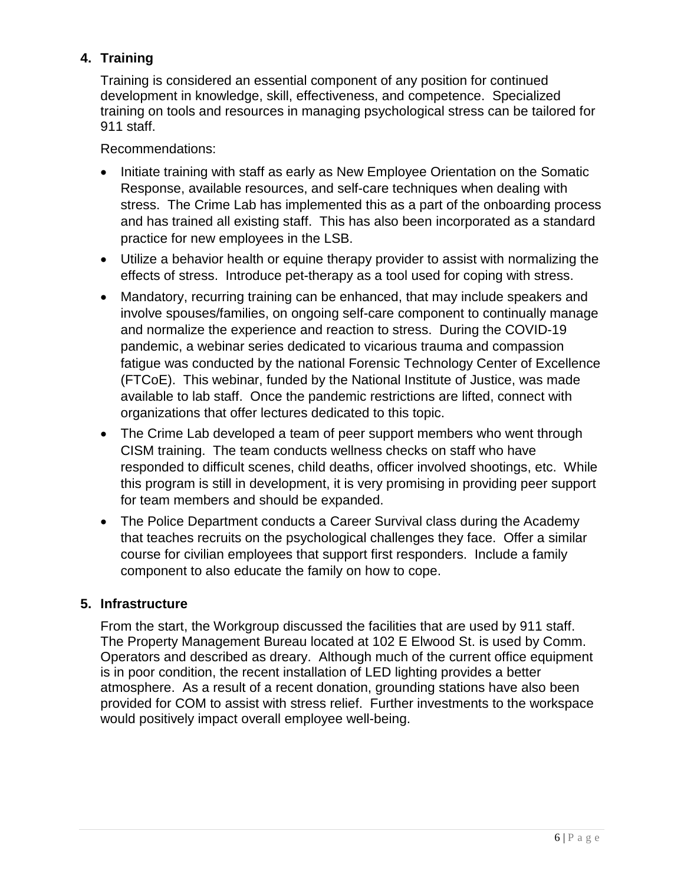## 4. Training

Training is considered an essential component of any position for continued development in knowledge, skill, effectiveness, and competence. Specialized training on tools and resources in managing psychological stress can be tailored for 911 staff.

Recommendations:

- Initiate training with staff as early as New Employee Orientation on the Somatic Response, available resources, and self-care techniques when dealing with stress. The Crime Lab has implemented this as a part of the onboarding process and has trained all existing staff. This has also been incorporated as a standard practice for new employees in the LSB.
- Utilize a behavior health or equine therapy provider to assist with normalizing the effects of stress. Introduce pet-therapy as a tool used for coping with stress.
- Mandatory, recurring training can be enhanced, that may include speakers and involve spouses/families, on ongoing self-care component to continually manage and normalize the experience and reaction to stress. During the COVID-19 pandemic, a webinar series dedicated to vicarious trauma and compassion fatigue was conducted by the national Forensic Technology Center of Excellence (FTCoE). This webinar, funded by the National Institute of Justice, was made available to lab staff. Once the pandemic restrictions are lifted, connect with organizations that offer lectures dedicated to this topic.
- The Crime Lab developed a team of peer support members who went through CISM training. The team conducts wellness checks on staff who have responded to difficult scenes, child deaths, officer involved shootings, etc. While this program is still in development, it is very promising in providing peer support for team members and should be expanded.
- The Police Department conducts a Career Survival class during the Academy that teaches recruits on the psychological challenges they face. Offer a similar course for civilian employees that support first responders. Include a family component to also educate the family on how to cope.

## 5. Infrastructure

From the start, the Workgroup discussed the facilities that are used by 911 staff. The Property Management Bureau located at 102 E Elwood St. is used by Comm. Operators and described as dreary. Although much of the current office equipment is in poor condition, the recent installation of LED lighting provides a better atmosphere. As a result of a recent donation, grounding stations have also been provided for COM to assist with stress relief. Further investments to the workspace would positively impact overall employee well-being.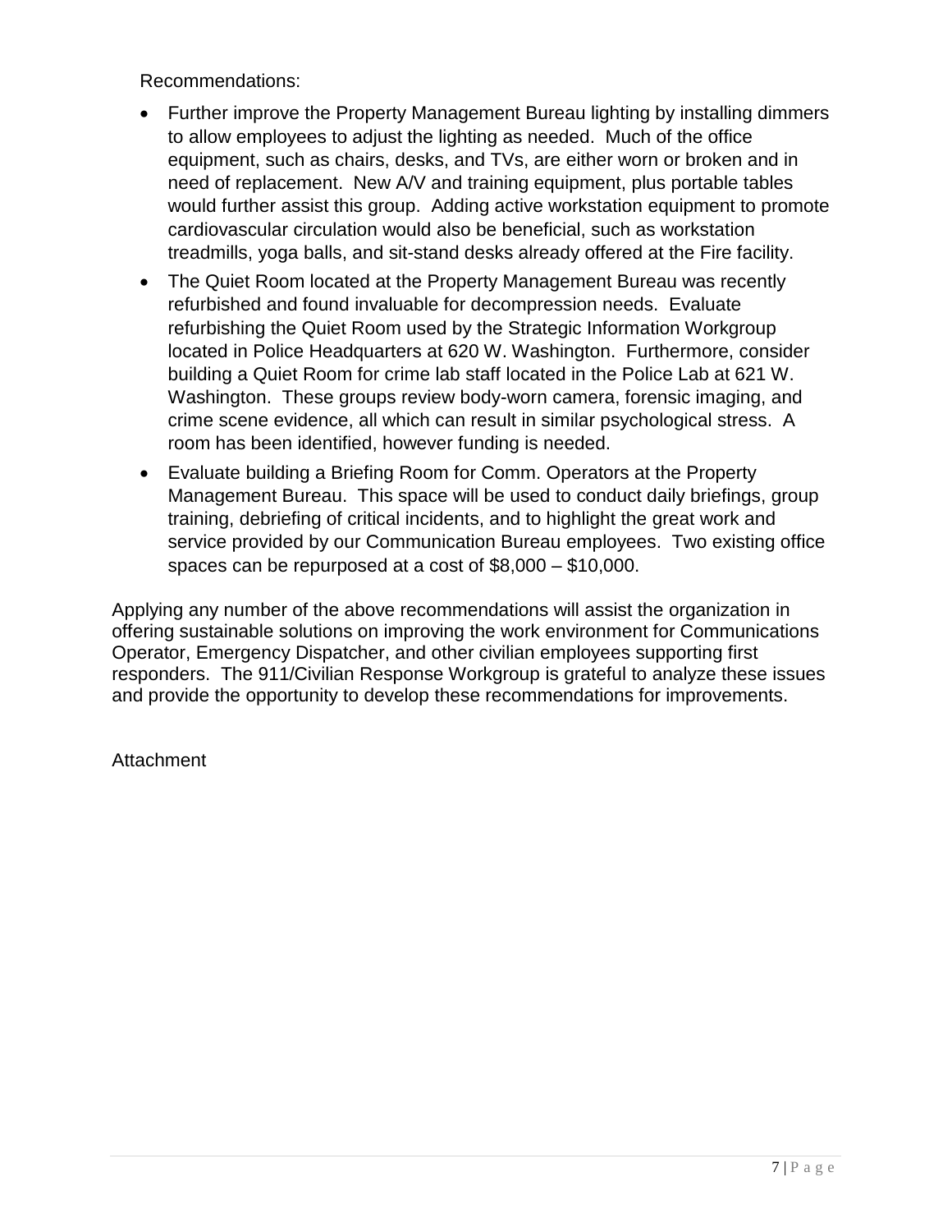Recommendations:

- Further improve the Property Management Bureau lighting by installing dimmers to allow employees to adjust the lighting as needed. Much of the office equipment, such as chairs, desks, and TVs, are either worn or broken and in need of replacement. New A/V and training equipment, plus portable tables would further assist this group. Adding active workstation equipment to promote cardiovascular circulation would also be beneficial, such as workstation treadmills, yoga balls, and sit-stand desks already offered at the Fire facility.
- The Quiet Room located at the Property Management Bureau was recently refurbished and found invaluable for decompression needs. Evaluate refurbishing the Quiet Room used by the Strategic Information Workgroup located in Police Headquarters at 620 W. Washington. Furthermore, consider building a Quiet Room for crime lab staff located in the Police Lab at 621 W. Washington. These groups review body-worn camera, forensic imaging, and crime scene evidence, all which can result in similar psychological stress. A room has been identified, however funding is needed.
- Evaluate building a Briefing Room for Comm. Operators at the Property Management Bureau. This space will be used to conduct daily briefings, group training, debriefing of critical incidents, and to highlight the great work and service provided by our Communication Bureau employees. Two existing office spaces can be repurposed at a cost of $8,000 – $10,000.

Applying any number of the above recommendations will assist the organization in offering sustainable solutions on improving the work environment for Communications Operator, Emergency Dispatcher, and other civilian employees supporting first responders. The 911/Civilian Response Workgroup is grateful to analyze these issues and provide the opportunity to develop these recommendations for improvements.

Attachment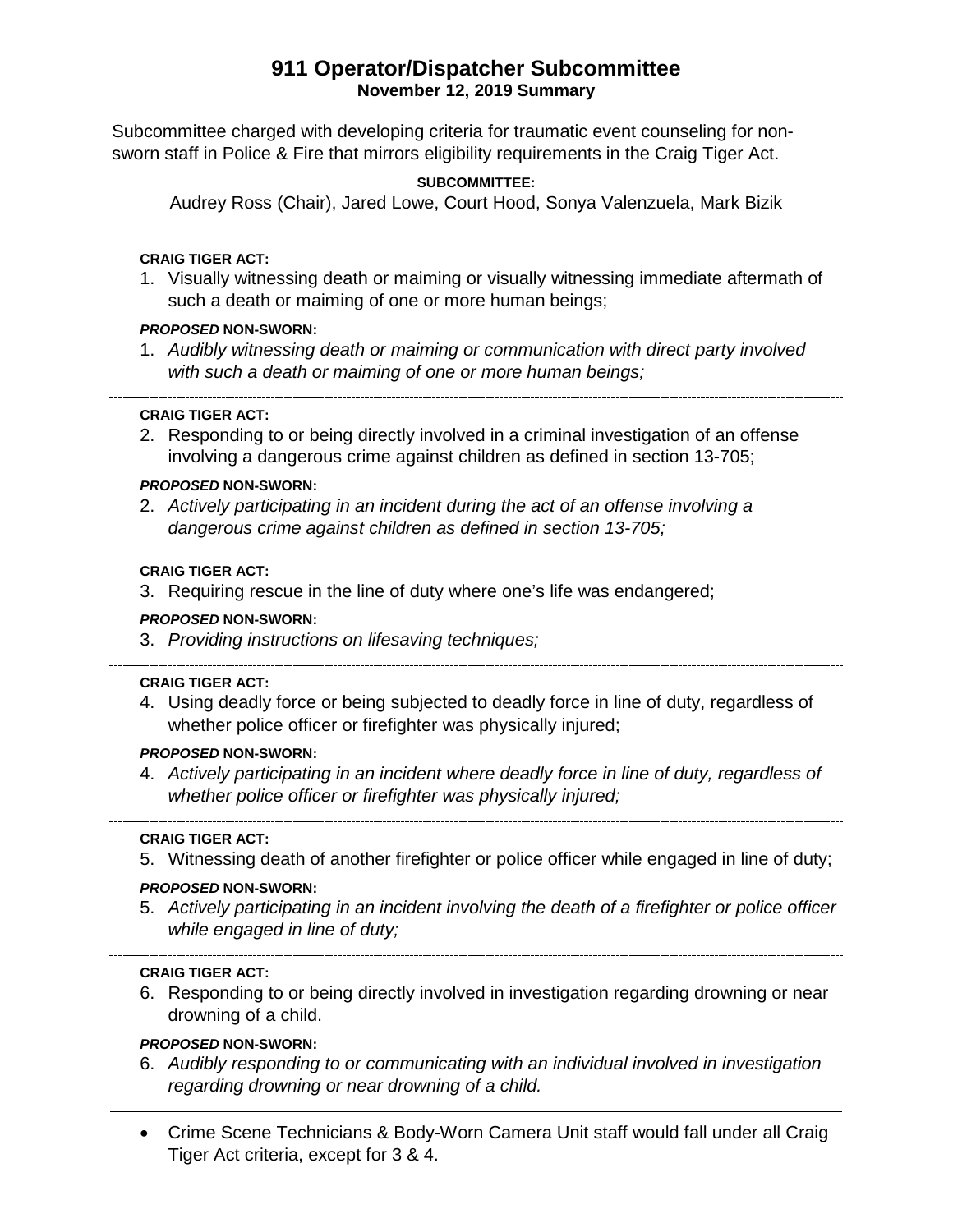# 911 Operator/Dispatcher Subcommittee

## November 12, 2019 Summary

Subcommittee charged with developing criteria for traumatic event counseling for non-sworn staff in Police & Fire that mirrors eligibility requirements in the Craig Tiger Act.

**SUBCOMMITTEE:**

Audrey Ross (Chair), Jared Lowe, Court Hood, Sonya Valenzuela, Mark Bizik

---

**CRAIG TIGER ACT:**

1. Visually witnessing death or maiming or visually witnessing immediate aftermath of such a death or maiming of one or more human beings;

***PROPOSED* NON-SWORN:**

1. *Audibly witnessing death or maiming or communication with direct party involved with such a death or maiming of one or more human beings;*

---

**CRAIG TIGER ACT:**

2. Responding to or being directly involved in a criminal investigation of an offense involving a dangerous crime against children as defined in section 13-705;

***PROPOSED* NON-SWORN:**

2. *Actively participating in an incident during the act of an offense involving a dangerous crime against children as defined in section 13-705;*

---

**CRAIG TIGER ACT:**

3. Requiring rescue in the line of duty where one's life was endangered;

***PROPOSED* NON-SWORN:**

3. *Providing instructions on lifesaving techniques;*

---

**CRAIG TIGER ACT:**

4. Using deadly force or being subjected to deadly force in line of duty, regardless of whether police officer or firefighter was physically injured;

***PROPOSED* NON-SWORN:**

4. *Actively participating in an incident where deadly force in line of duty, regardless of whether police officer or firefighter was physically injured;*

---

**CRAIG TIGER ACT:**

5. Witnessing death of another firefighter or police officer while engaged in line of duty;

***PROPOSED* NON-SWORN:**

5. *Actively participating in an incident involving the death of a firefighter or police officer while engaged in line of duty;*

---

**CRAIG TIGER ACT:**

6. Responding to or being directly involved in investigation regarding drowning or near drowning of a child.

***PROPOSED* NON-SWORN:**

6. *Audibly responding to or communicating with an individual involved in investigation regarding drowning or near drowning of a child.*

---

- Crime Scene Technicians & Body-Worn Camera Unit staff would fall under all Craig Tiger Act criteria, except for 3 & 4.